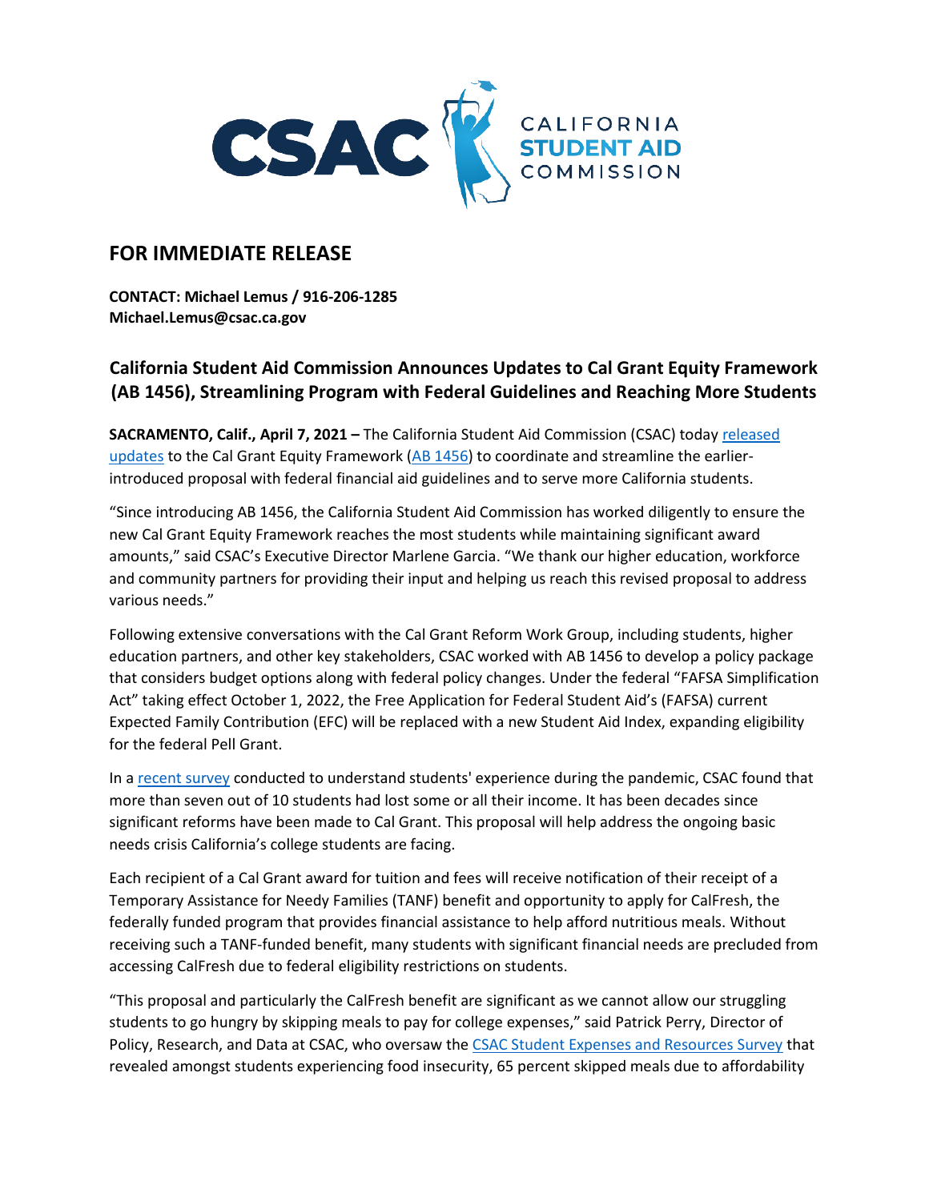CSAC CALIFORNIA STUDENT AID COMMISSION

## FOR IMMEDIATE RELEASE

**CONTACT: Michael Lemus / 916-206-1285**
**Michael.Lemus@csac.ca.gov**

### California Student Aid Commission Announces Updates to Cal Grant Equity Framework (AB 1456), Streamlining Program with Federal Guidelines and Reaching More Students

**SACRAMENTO, Calif., April 7, 2021 –** The California Student Aid Commission (CSAC) today released updates to the Cal Grant Equity Framework (AB 1456) to coordinate and streamline the earlier-introduced proposal with federal financial aid guidelines and to serve more California students.

"Since introducing AB 1456, the California Student Aid Commission has worked diligently to ensure the new Cal Grant Equity Framework reaches the most students while maintaining significant award amounts," said CSAC's Executive Director Marlene Garcia. "We thank our higher education, workforce and community partners for providing their input and helping us reach this revised proposal to address various needs."

Following extensive conversations with the Cal Grant Reform Work Group, including students, higher education partners, and other key stakeholders, CSAC worked with AB 1456 to develop a policy package that considers budget options along with federal policy changes. Under the federal "FAFSA Simplification Act" taking effect October 1, 2022, the Free Application for Federal Student Aid's (FAFSA) current Expected Family Contribution (EFC) will be replaced with a new Student Aid Index, expanding eligibility for the federal Pell Grant.

In a recent survey conducted to understand students' experience during the pandemic, CSAC found that more than seven out of 10 students had lost some or all their income. It has been decades since significant reforms have been made to Cal Grant. This proposal will help address the ongoing basic needs crisis California's college students are facing.

Each recipient of a Cal Grant award for tuition and fees will receive notification of their receipt of a Temporary Assistance for Needy Families (TANF) benefit and opportunity to apply for CalFresh, the federally funded program that provides financial assistance to help afford nutritious meals. Without receiving such a TANF-funded benefit, many students with significant financial needs are precluded from accessing CalFresh due to federal eligibility restrictions on students.

"This proposal and particularly the CalFresh benefit are significant as we cannot allow our struggling students to go hungry by skipping meals to pay for college expenses," said Patrick Perry, Director of Policy, Research, and Data at CSAC, who oversaw the CSAC Student Expenses and Resources Survey that revealed amongst students experiencing food insecurity, 65 percent skipped meals due to affordability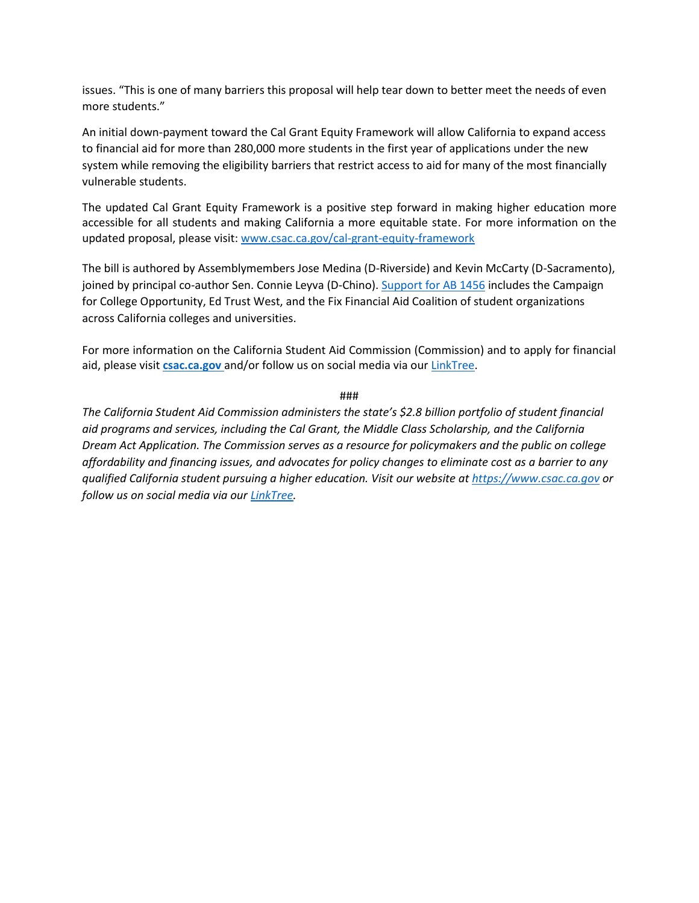issues. "This is one of many barriers this proposal will help tear down to better meet the needs of even more students."

An initial down-payment toward the Cal Grant Equity Framework will allow California to expand access to financial aid for more than 280,000 more students in the first year of applications under the new system while removing the eligibility barriers that restrict access to aid for many of the most financially vulnerable students.

The updated Cal Grant Equity Framework is a positive step forward in making higher education more accessible for all students and making California a more equitable state. For more information on the updated proposal, please visit: [www.csac.ca.gov/cal-grant-equity-framework](www.csac.ca.gov/cal-grant-equity-framework)

The bill is authored by Assemblymembers Jose Medina (D-Riverside) and Kevin McCarty (D-Sacramento), joined by principal co-author Sen. Connie Leyva (D-Chino). Support for AB 1456 includes the Campaign for College Opportunity, Ed Trust West, and the Fix Financial Aid Coalition of student organizations across California colleges and universities.

For more information on the California Student Aid Commission (Commission) and to apply for financial aid, please visit **csac.ca.gov** and/or follow us on social media via our LinkTree.

###

*The California Student Aid Commission administers the state's $2.8 billion portfolio of student financial aid programs and services, including the Cal Grant, the Middle Class Scholarship, and the California Dream Act Application. The Commission serves as a resource for policymakers and the public on college affordability and financing issues, and advocates for policy changes to eliminate cost as a barrier to any qualified California student pursuing a higher education. Visit our website at [https://www.csac.ca.gov](https://www.csac.ca.gov) or follow us on social media via our LinkTree.*